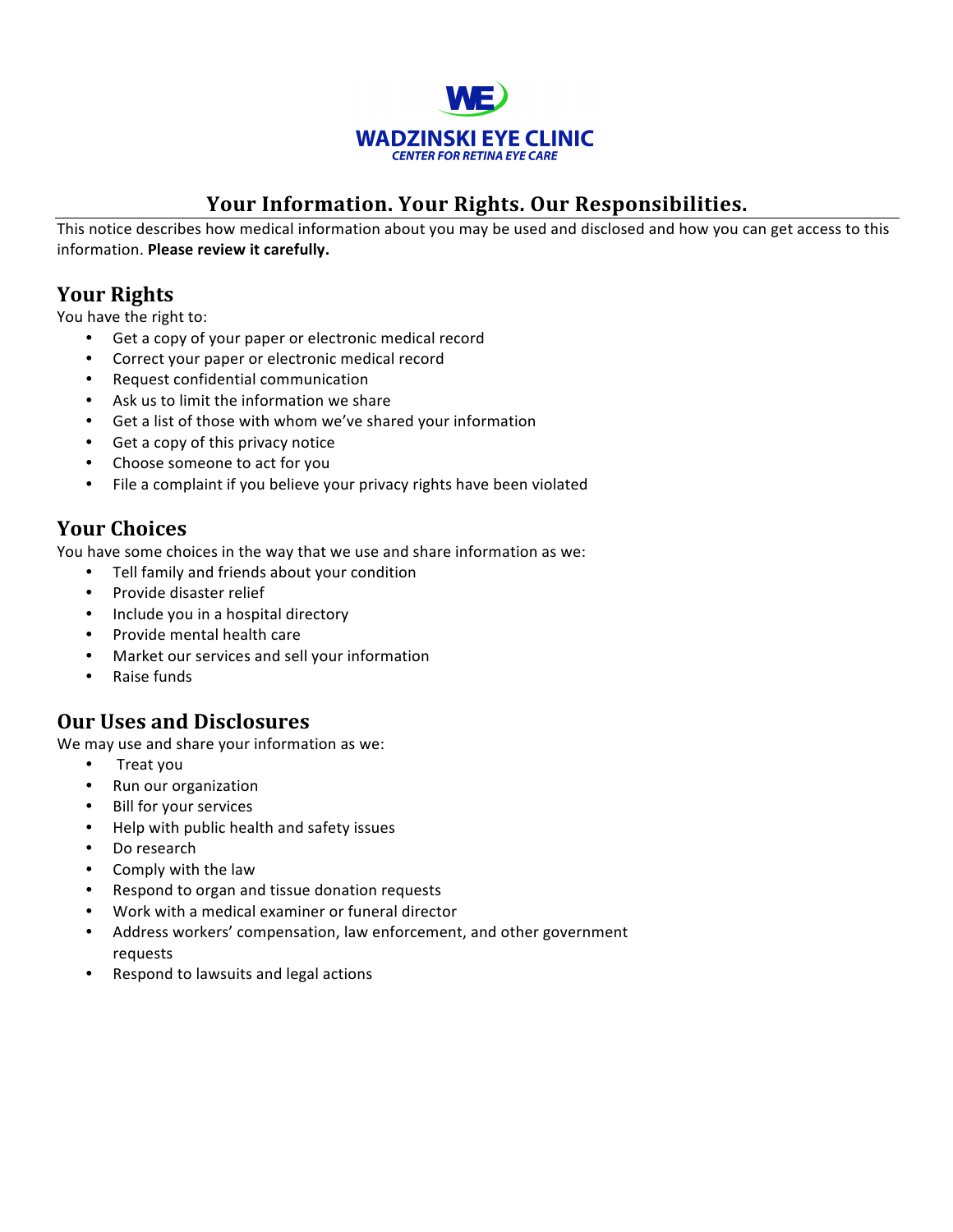**WADZINSKI EYE CLINIC**
*CENTER FOR RETINA EYE CARE*

# Your Information. Your Rights. Our Responsibilities.

This notice describes how medical information about you may be used and disclosed and how you can get access to this information. **Please review it carefully.**

## Your Rights

You have the right to:

- Get a copy of your paper or electronic medical record
- Correct your paper or electronic medical record
- Request confidential communication
- Ask us to limit the information we share
- Get a list of those with whom we've shared your information
- Get a copy of this privacy notice
- Choose someone to act for you
- File a complaint if you believe your privacy rights have been violated

## Your Choices

You have some choices in the way that we use and share information as we:

- Tell family and friends about your condition
- Provide disaster relief
- Include you in a hospital directory
- Provide mental health care
- Market our services and sell your information
- Raise funds

## Our Uses and Disclosures

We may use and share your information as we:

- Treat you
- Run our organization
- Bill for your services
- Help with public health and safety issues
- Do research
- Comply with the law
- Respond to organ and tissue donation requests
- Work with a medical examiner or funeral director
- Address workers' compensation, law enforcement, and other government requests
- Respond to lawsuits and legal actions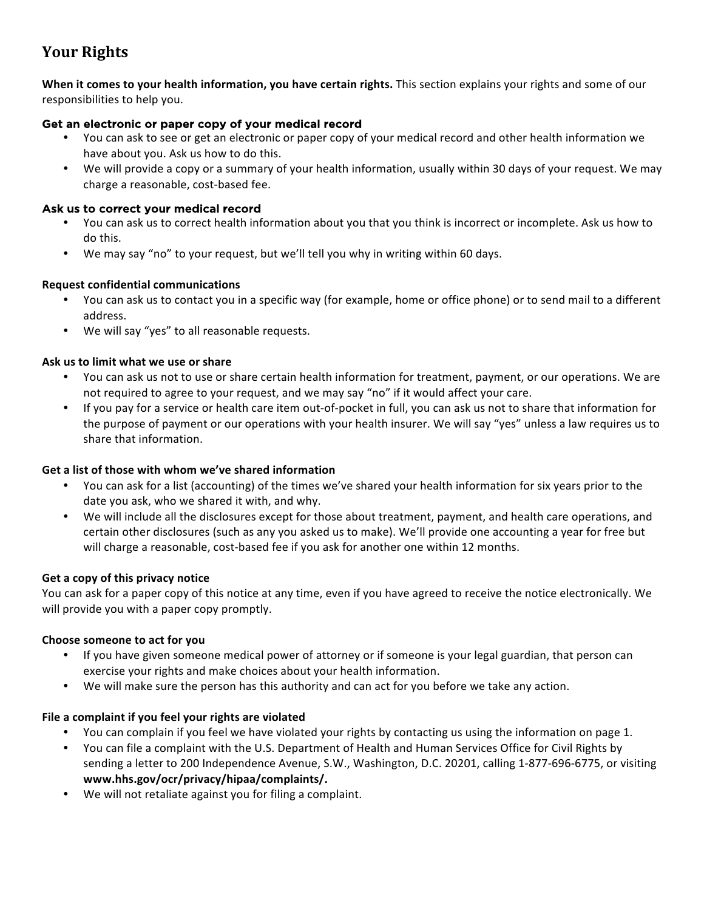# Your Rights

**When it comes to your health information, you have certain rights.** This section explains your rights and some of our responsibilities to help you.

### Get an electronic or paper copy of your medical record

- You can ask to see or get an electronic or paper copy of your medical record and other health information we have about you. Ask us how to do this.
- We will provide a copy or a summary of your health information, usually within 30 days of your request. We may charge a reasonable, cost-based fee.

### Ask us to correct your medical record

- You can ask us to correct health information about you that you think is incorrect or incomplete. Ask us how to do this.
- We may say "no" to your request, but we'll tell you why in writing within 60 days.

### Request confidential communications

- You can ask us to contact you in a specific way (for example, home or office phone) or to send mail to a different address.
- We will say "yes" to all reasonable requests.

### Ask us to limit what we use or share

- You can ask us not to use or share certain health information for treatment, payment, or our operations. We are not required to agree to your request, and we may say "no" if it would affect your care.
- If you pay for a service or health care item out-of-pocket in full, you can ask us not to share that information for the purpose of payment or our operations with your health insurer. We will say "yes" unless a law requires us to share that information.

### Get a list of those with whom we've shared information

- You can ask for a list (accounting) of the times we've shared your health information for six years prior to the date you ask, who we shared it with, and why.
- We will include all the disclosures except for those about treatment, payment, and health care operations, and certain other disclosures (such as any you asked us to make). We'll provide one accounting a year for free but will charge a reasonable, cost-based fee if you ask for another one within 12 months.

### Get a copy of this privacy notice

You can ask for a paper copy of this notice at any time, even if you have agreed to receive the notice electronically. We will provide you with a paper copy promptly.

### Choose someone to act for you

- If you have given someone medical power of attorney or if someone is your legal guardian, that person can exercise your rights and make choices about your health information.
- We will make sure the person has this authority and can act for you before we take any action.

### File a complaint if you feel your rights are violated

- You can complain if you feel we have violated your rights by contacting us using the information on page 1.
- You can file a complaint with the U.S. Department of Health and Human Services Office for Civil Rights by sending a letter to 200 Independence Avenue, S.W., Washington, D.C. 20201, calling 1-877-696-6775, or visiting **www.hhs.gov/ocr/privacy/hipaa/complaints/.**
- We will not retaliate against you for filing a complaint.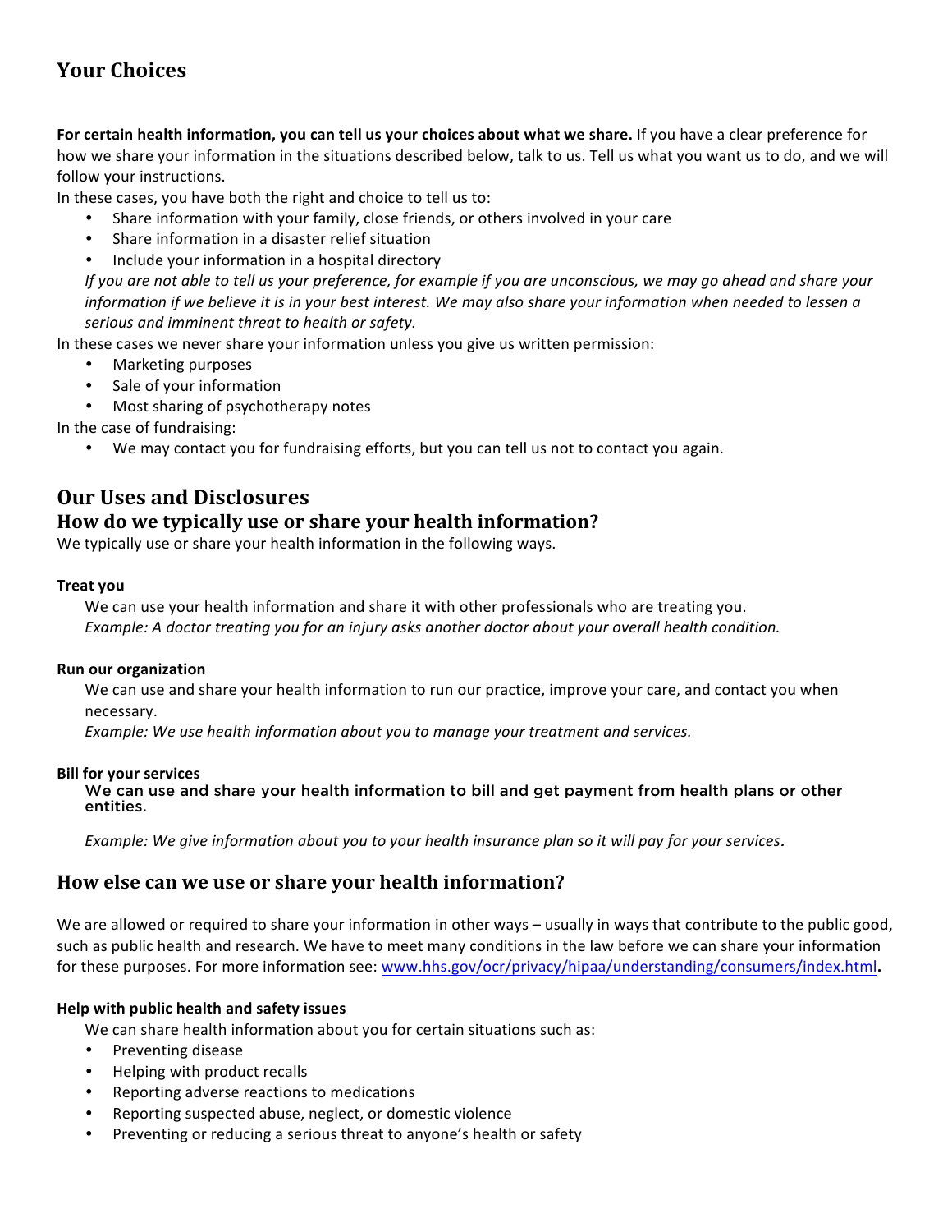## Your Choices

**For certain health information, you can tell us your choices about what we share.** If you have a clear preference for how we share your information in the situations described below, talk to us. Tell us what you want us to do, and we will follow your instructions.

In these cases, you have both the right and choice to tell us to:

- Share information with your family, close friends, or others involved in your care
- Share information in a disaster relief situation
- Include your information in a hospital directory

*If you are not able to tell us your preference, for example if you are unconscious, we may go ahead and share your information if we believe it is in your best interest. We may also share your information when needed to lessen a serious and imminent threat to health or safety.*

In these cases we never share your information unless you give us written permission:

- Marketing purposes
- Sale of your information
- Most sharing of psychotherapy notes

In the case of fundraising:

- We may contact you for fundraising efforts, but you can tell us not to contact you again.

## Our Uses and Disclosures

### How do we typically use or share your health information?

We typically use or share your health information in the following ways.

**Treat you**

We can use your health information and share it with other professionals who are treating you.
*Example: A doctor treating you for an injury asks another doctor about your overall health condition.*

**Run our organization**

We can use and share your health information to run our practice, improve your care, and contact you when necessary.
*Example: We use health information about you to manage your treatment and services.*

**Bill for your services**

We can use and share your health information to bill and get payment from health plans or other entities.

*Example: We give information about you to your health insurance plan so it will pay for your services.*

### How else can we use or share your health information?

We are allowed or required to share your information in other ways – usually in ways that contribute to the public good, such as public health and research. We have to meet many conditions in the law before we can share your information for these purposes. For more information see: [www.hhs.gov/ocr/privacy/hipaa/understanding/consumers/index.html](http://www.hhs.gov/ocr/privacy/hipaa/understanding/consumers/index.html)**.**

**Help with public health and safety issues**

We can share health information about you for certain situations such as:

- Preventing disease
- Helping with product recalls
- Reporting adverse reactions to medications
- Reporting suspected abuse, neglect, or domestic violence
- Preventing or reducing a serious threat to anyone's health or safety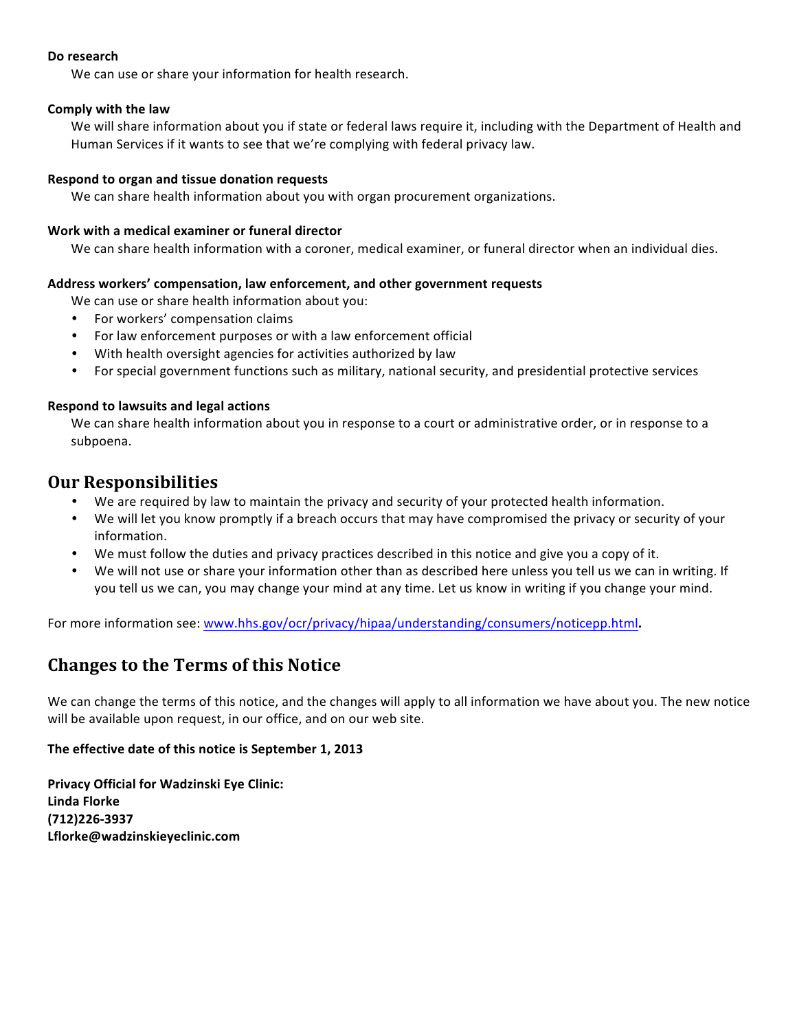**Do research**

We can use or share your information for health research.

**Comply with the law**

We will share information about you if state or federal laws require it, including with the Department of Health and Human Services if it wants to see that we're complying with federal privacy law.

**Respond to organ and tissue donation requests**

We can share health information about you with organ procurement organizations.

**Work with a medical examiner or funeral director**

We can share health information with a coroner, medical examiner, or funeral director when an individual dies.

**Address workers' compensation, law enforcement, and other government requests**

We can use or share health information about you:

- For workers' compensation claims
- For law enforcement purposes or with a law enforcement official
- With health oversight agencies for activities authorized by law
- For special government functions such as military, national security, and presidential protective services

**Respond to lawsuits and legal actions**

We can share health information about you in response to a court or administrative order, or in response to a subpoena.

## Our Responsibilities

- We are required by law to maintain the privacy and security of your protected health information.
- We will let you know promptly if a breach occurs that may have compromised the privacy or security of your information.
- We must follow the duties and privacy practices described in this notice and give you a copy of it.
- We will not use or share your information other than as described here unless you tell us we can in writing. If you tell us we can, you may change your mind at any time. Let us know in writing if you change your mind.

For more information see: www.hhs.gov/ocr/privacy/hipaa/understanding/consumers/noticepp.html**.**

## Changes to the Terms of this Notice

We can change the terms of this notice, and the changes will apply to all information we have about you. The new notice will be available upon request, in our office, and on our web site.

**The effective date of this notice is September 1, 2013**

**Privacy Official for Wadzinski Eye Clinic:**
**Linda Florke**
**(712)226-3937**
**Lflorke@wadzinskieyeclinic.com**